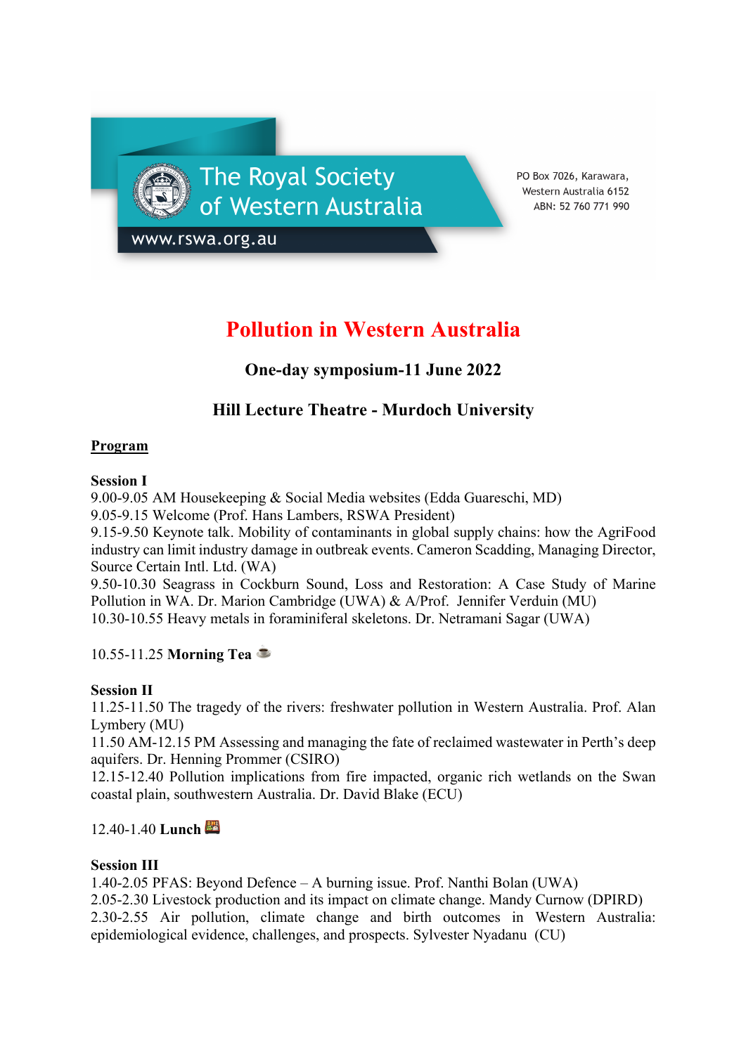The Royal Society of Western Australia

www.rswa.org.au

PO Box 7026, Karawara,
Western Australia 6152
ABN: 52 760 771 990

# Pollution in Western Australia

## One-day symposium-11 June 2022

## Hill Lecture Theatre - Murdoch University

**Program**

**Session I**

9.00-9.05 AM Housekeeping & Social Media websites (Edda Guareschi, MD)
9.05-9.15 Welcome (Prof. Hans Lambers, RSWA President)
9.15-9.50 Keynote talk. Mobility of contaminants in global supply chains: how the AgriFood industry can limit industry damage in outbreak events. Cameron Scadding, Managing Director, Source Certain Intl. Ltd. (WA)
9.50-10.30 Seagrass in Cockburn Sound, Loss and Restoration: A Case Study of Marine Pollution in WA. Dr. Marion Cambridge (UWA) & A/Prof. Jennifer Verduin (MU)
10.30-10.55 Heavy metals in foraminiferal skeletons. Dr. Netramani Sagar (UWA)

10.55-11.25 **Morning Tea** ☕

**Session II**

11.25-11.50 The tragedy of the rivers: freshwater pollution in Western Australia. Prof. Alan Lymbery (MU)
11.50 AM-12.15 PM Assessing and managing the fate of reclaimed wastewater in Perth's deep aquifers. Dr. Henning Prommer (CSIRO)
12.15-12.40 Pollution implications from fire impacted, organic rich wetlands on the Swan coastal plain, southwestern Australia. Dr. David Blake (ECU)

12.40-1.40 **Lunch** 🍱

**Session III**

1.40-2.05 PFAS: Beyond Defence – A burning issue. Prof. Nanthi Bolan (UWA)
2.05-2.30 Livestock production and its impact on climate change. Mandy Curnow (DPIRD)
2.30-2.55 Air pollution, climate change and birth outcomes in Western Australia: epidemiological evidence, challenges, and prospects. Sylvester Nyadanu (CU)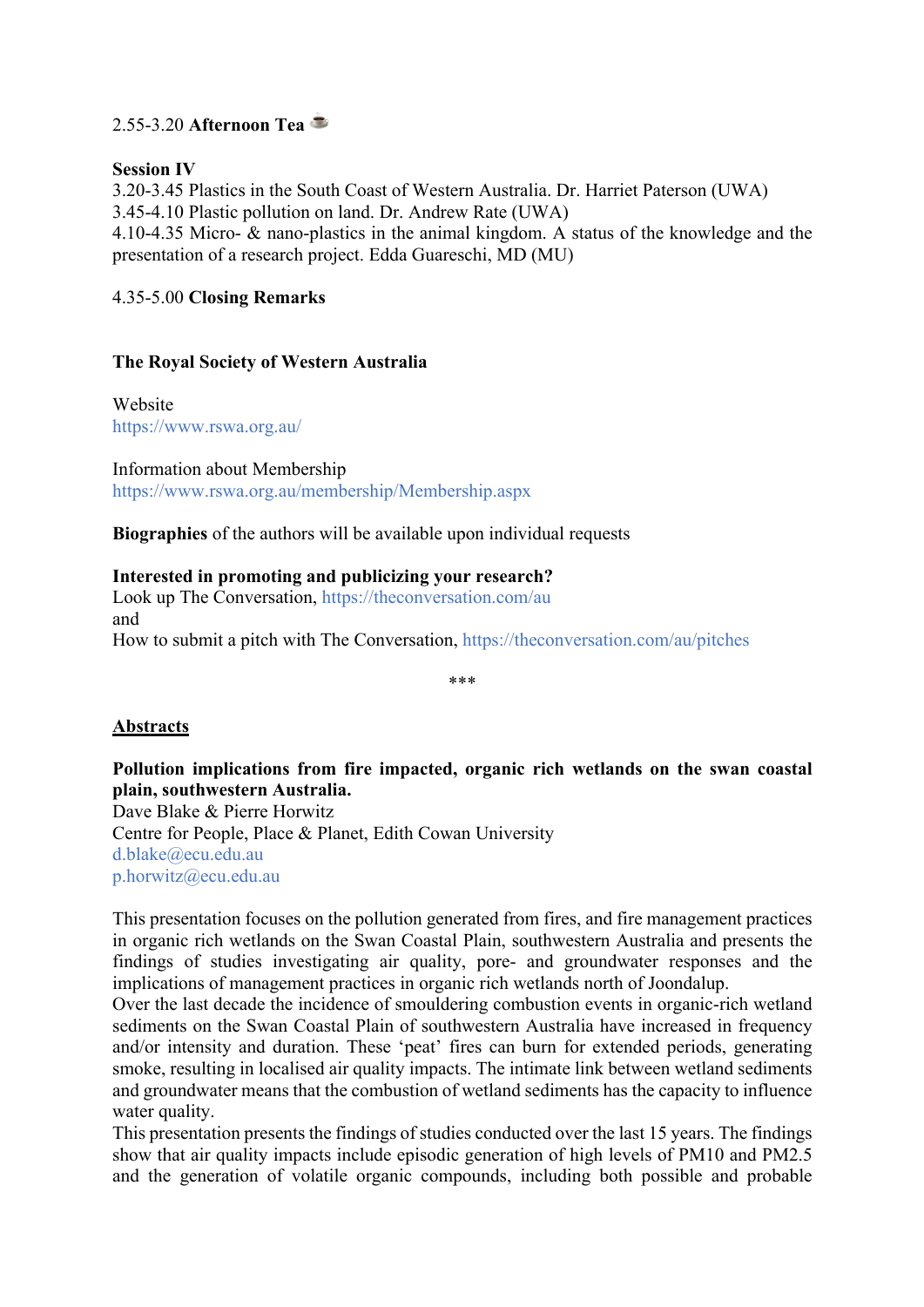2.55-3.20 **Afternoon Tea** ☕

**Session IV**
3.20-3.45 Plastics in the South Coast of Western Australia. Dr. Harriet Paterson (UWA)
3.45-4.10 Plastic pollution on land. Dr. Andrew Rate (UWA)
4.10-4.35 Micro- & nano-plastics in the animal kingdom. A status of the knowledge and the presentation of a research project. Edda Guareschi, MD (MU)

4.35-5.00 **Closing Remarks**

**The Royal Society of Western Australia**

Website
https://www.rswa.org.au/

Information about Membership
https://www.rswa.org.au/membership/Membership.aspx

**Biographies** of the authors will be available upon individual requests

**Interested in promoting and publicizing your research?**
Look up The Conversation, https://theconversation.com/au
and
How to submit a pitch with The Conversation, https://theconversation.com/au/pitches

\*\*\*

## Abstracts

**Pollution implications from fire impacted, organic rich wetlands on the swan coastal plain, southwestern Australia.**
Dave Blake & Pierre Horwitz
Centre for People, Place & Planet, Edith Cowan University
d.blake@ecu.edu.au
p.horwitz@ecu.edu.au

This presentation focuses on the pollution generated from fires, and fire management practices in organic rich wetlands on the Swan Coastal Plain, southwestern Australia and presents the findings of studies investigating air quality, pore- and groundwater responses and the implications of management practices in organic rich wetlands north of Joondalup.
Over the last decade the incidence of smouldering combustion events in organic-rich wetland sediments on the Swan Coastal Plain of southwestern Australia have increased in frequency and/or intensity and duration. These 'peat' fires can burn for extended periods, generating smoke, resulting in localised air quality impacts. The intimate link between wetland sediments and groundwater means that the combustion of wetland sediments has the capacity to influence water quality.
This presentation presents the findings of studies conducted over the last 15 years. The findings show that air quality impacts include episodic generation of high levels of PM10 and PM2.5 and the generation of volatile organic compounds, including both possible and probable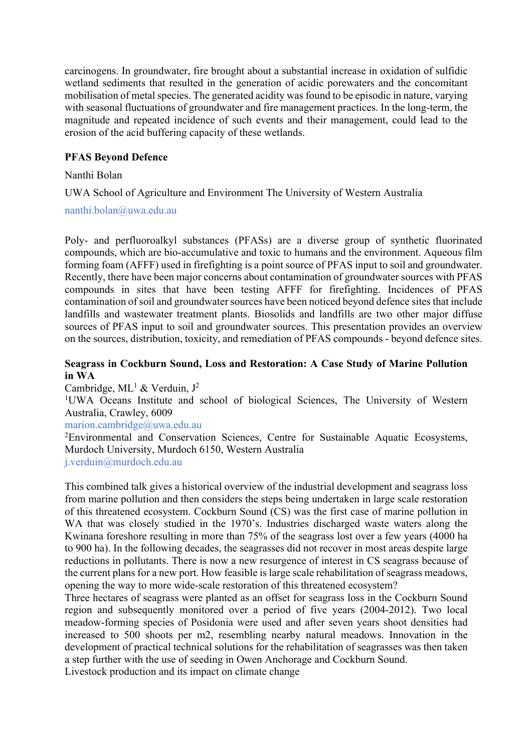carcinogens. In groundwater, fire brought about a substantial increase in oxidation of sulfidic wetland sediments that resulted in the generation of acidic porewaters and the concomitant mobilisation of metal species. The generated acidity was found to be episodic in nature, varying with seasonal fluctuations of groundwater and fire management practices. In the long-term, the magnitude and repeated incidence of such events and their management, could lead to the erosion of the acid buffering capacity of these wetlands.

**PFAS Beyond Defence**

Nanthi Bolan

UWA School of Agriculture and Environment The University of Western Australia

nanthi.bolan@uwa.edu.au

Poly- and perfluoroalkyl substances (PFASs) are a diverse group of synthetic fluorinated compounds, which are bio-accumulative and toxic to humans and the environment. Aqueous film forming foam (AFFF) used in firefighting is a point source of PFAS input to soil and groundwater. Recently, there have been major concerns about contamination of groundwater sources with PFAS compounds in sites that have been testing AFFF for firefighting. Incidences of PFAS contamination of soil and groundwater sources have been noticed beyond defence sites that include landfills and wastewater treatment plants. Biosolids and landfills are two other major diffuse sources of PFAS input to soil and groundwater sources. This presentation provides an overview on the sources, distribution, toxicity, and remediation of PFAS compounds - beyond defence sites.

**Seagrass in Cockburn Sound, Loss and Restoration: A Case Study of Marine Pollution in WA**

Cambridge, ML[1] & Verduin, J[2]

[1]UWA Oceans Institute and school of biological Sciences, The University of Western Australia, Crawley, 6009

marion.cambridge@uwa.edu.au

[2]Environmental and Conservation Sciences, Centre for Sustainable Aquatic Ecosystems, Murdoch University, Murdoch 6150, Western Australia

j.verduin@murdoch.edu.au

This combined talk gives a historical overview of the industrial development and seagrass loss from marine pollution and then considers the steps being undertaken in large scale restoration of this threatened ecosystem. Cockburn Sound (CS) was the first case of marine pollution in WA that was closely studied in the 1970's. Industries discharged waste waters along the Kwinana foreshore resulting in more than 75% of the seagrass lost over a few years (4000 ha to 900 ha). In the following decades, the seagrasses did not recover in most areas despite large reductions in pollutants. There is now a new resurgence of interest in CS seagrass because of the current plans for a new port. How feasible is large scale rehabilitation of seagrass meadows, opening the way to more wide-scale restoration of this threatened ecosystem?

Three hectares of seagrass were planted as an offset for seagrass loss in the Cockburn Sound region and subsequently monitored over a period of five years (2004-2012). Two local meadow-forming species of Posidonia were used and after seven years shoot densities had increased to 500 shoots per m2, resembling nearby natural meadows. Innovation in the development of practical technical solutions for the rehabilitation of seagrasses was then taken a step further with the use of seeding in Owen Anchorage and Cockburn Sound.

Livestock production and its impact on climate change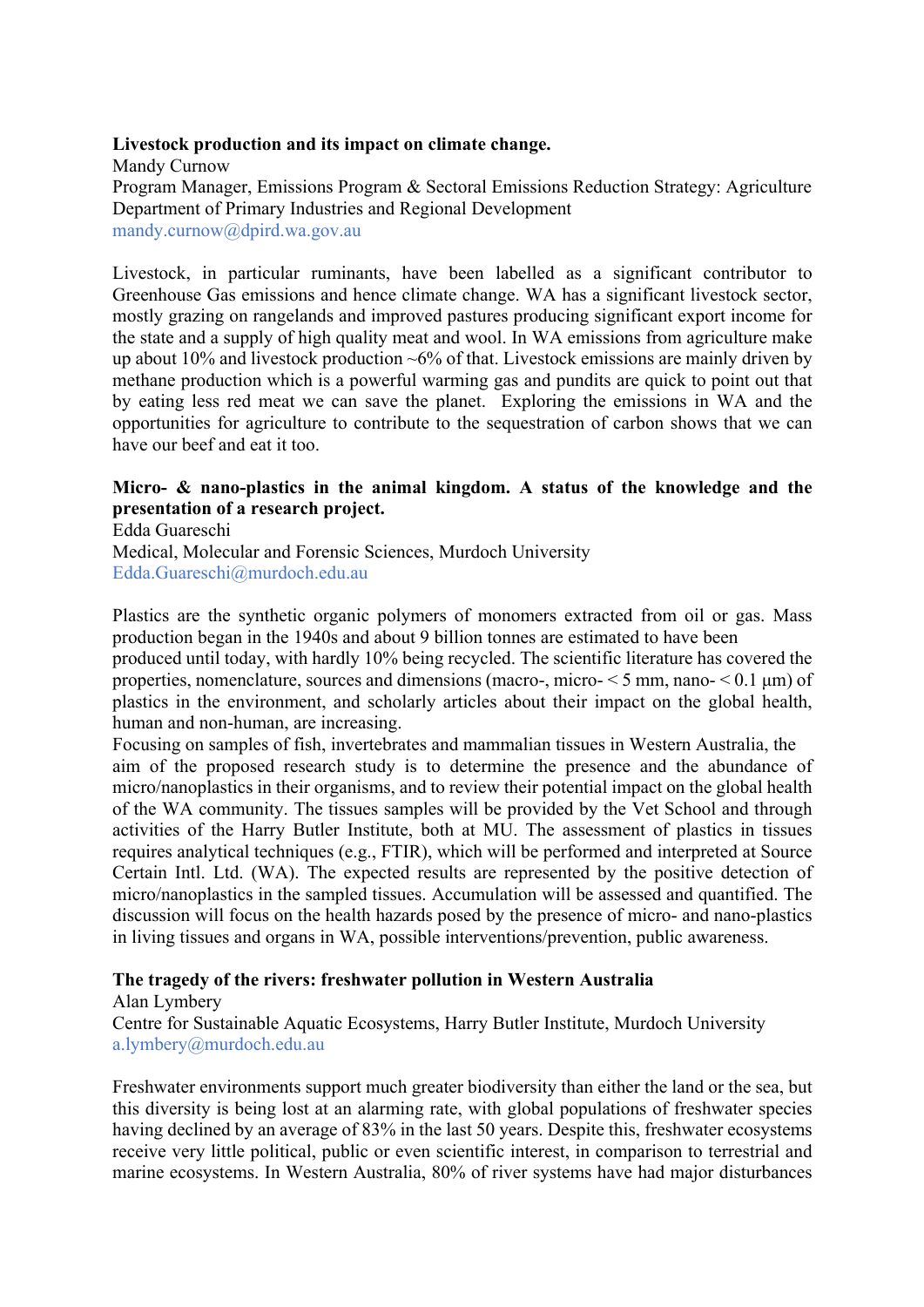**Livestock production and its impact on climate change.**

Mandy Curnow

Program Manager, Emissions Program & Sectoral Emissions Reduction Strategy: Agriculture

Department of Primary Industries and Regional Development

mandy.curnow@dpird.wa.gov.au

Livestock, in particular ruminants, have been labelled as a significant contributor to Greenhouse Gas emissions and hence climate change. WA has a significant livestock sector, mostly grazing on rangelands and improved pastures producing significant export income for the state and a supply of high quality meat and wool. In WA emissions from agriculture make up about 10% and livestock production ~6% of that. Livestock emissions are mainly driven by methane production which is a powerful warming gas and pundits are quick to point out that by eating less red meat we can save the planet. Exploring the emissions in WA and the opportunities for agriculture to contribute to the sequestration of carbon shows that we can have our beef and eat it too.

**Micro- & nano-plastics in the animal kingdom. A status of the knowledge and the presentation of a research project.**

Edda Guareschi

Medical, Molecular and Forensic Sciences, Murdoch University

Edda.Guareschi@murdoch.edu.au

Plastics are the synthetic organic polymers of monomers extracted from oil or gas. Mass production began in the 1940s and about 9 billion tonnes are estimated to have been produced until today, with hardly 10% being recycled. The scientific literature has covered the properties, nomenclature, sources and dimensions (macro-, micro- < 5 mm, nano- < 0.1 μm) of plastics in the environment, and scholarly articles about their impact on the global health, human and non-human, are increasing.

Focusing on samples of fish, invertebrates and mammalian tissues in Western Australia, the aim of the proposed research study is to determine the presence and the abundance of micro/nanoplastics in their organisms, and to review their potential impact on the global health of the WA community. The tissues samples will be provided by the Vet School and through activities of the Harry Butler Institute, both at MU. The assessment of plastics in tissues requires analytical techniques (e.g., FTIR), which will be performed and interpreted at Source Certain Intl. Ltd. (WA). The expected results are represented by the positive detection of micro/nanoplastics in the sampled tissues. Accumulation will be assessed and quantified. The discussion will focus on the health hazards posed by the presence of micro- and nano-plastics in living tissues and organs in WA, possible interventions/prevention, public awareness.

**The tragedy of the rivers: freshwater pollution in Western Australia**

Alan Lymbery

Centre for Sustainable Aquatic Ecosystems, Harry Butler Institute, Murdoch University

a.lymbery@murdoch.edu.au

Freshwater environments support much greater biodiversity than either the land or the sea, but this diversity is being lost at an alarming rate, with global populations of freshwater species having declined by an average of 83% in the last 50 years. Despite this, freshwater ecosystems receive very little political, public or even scientific interest, in comparison to terrestrial and marine ecosystems. In Western Australia, 80% of river systems have had major disturbances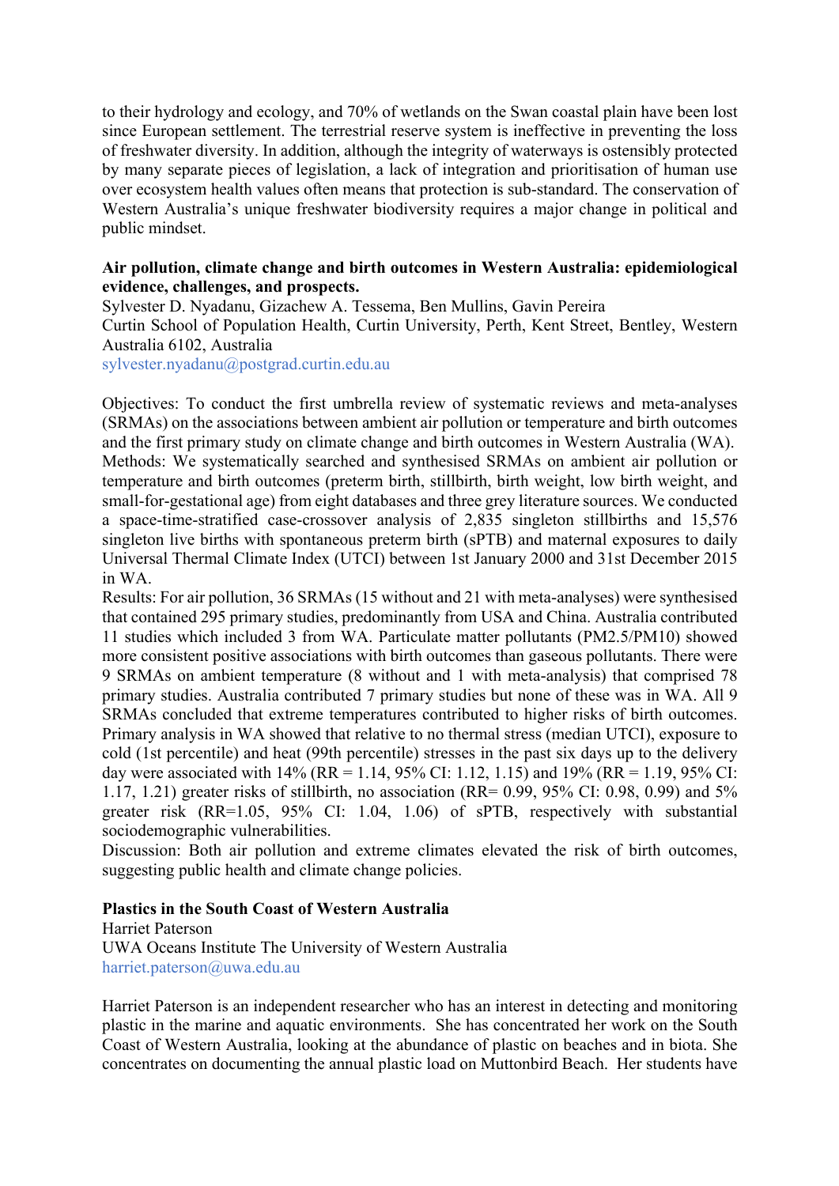to their hydrology and ecology, and 70% of wetlands on the Swan coastal plain have been lost since European settlement. The terrestrial reserve system is ineffective in preventing the loss of freshwater diversity. In addition, although the integrity of waterways is ostensibly protected by many separate pieces of legislation, a lack of integration and prioritisation of human use over ecosystem health values often means that protection is sub-standard. The conservation of Western Australia's unique freshwater biodiversity requires a major change in political and public mindset.

**Air pollution, climate change and birth outcomes in Western Australia: epidemiological evidence, challenges, and prospects.**

Sylvester D. Nyadanu, Gizachew A. Tessema, Ben Mullins, Gavin Pereira
Curtin School of Population Health, Curtin University, Perth, Kent Street, Bentley, Western Australia 6102, Australia
sylvester.nyadanu@postgrad.curtin.edu.au

Objectives: To conduct the first umbrella review of systematic reviews and meta-analyses (SRMAs) on the associations between ambient air pollution or temperature and birth outcomes and the first primary study on climate change and birth outcomes in Western Australia (WA).
Methods: We systematically searched and synthesised SRMAs on ambient air pollution or temperature and birth outcomes (preterm birth, stillbirth, birth weight, low birth weight, and small-for-gestational age) from eight databases and three grey literature sources. We conducted a space-time-stratified case-crossover analysis of 2,835 singleton stillbirths and 15,576 singleton live births with spontaneous preterm birth (sPTB) and maternal exposures to daily Universal Thermal Climate Index (UTCI) between 1st January 2000 and 31st December 2015 in WA.
Results: For air pollution, 36 SRMAs (15 without and 21 with meta-analyses) were synthesised that contained 295 primary studies, predominantly from USA and China. Australia contributed 11 studies which included 3 from WA. Particulate matter pollutants ($PM_{2.5}$/$PM_{10}$) showed more consistent positive associations with birth outcomes than gaseous pollutants. There were 9 SRMAs on ambient temperature (8 without and 1 with meta-analysis) that comprised 78 primary studies. Australia contributed 7 primary studies but none of these was in WA. All 9 SRMAs concluded that extreme temperatures contributed to higher risks of birth outcomes. Primary analysis in WA showed that relative to no thermal stress (median UTCI), exposure to cold (1st percentile) and heat (99th percentile) stresses in the past six days up to the delivery day were associated with 14% (RR = 1.14, 95% CI: 1.12, 1.15) and 19% (RR = 1.19, 95% CI: 1.17, 1.21) greater risks of stillbirth, no association (RR= 0.99, 95% CI: 0.98, 0.99) and 5% greater risk (RR=1.05, 95% CI: 1.04, 1.06) of sPTB, respectively with substantial sociodemographic vulnerabilities.
Discussion: Both air pollution and extreme climates elevated the risk of birth outcomes, suggesting public health and climate change policies.

**Plastics in the South Coast of Western Australia**

Harriet Paterson
UWA Oceans Institute The University of Western Australia
harriet.paterson@uwa.edu.au

Harriet Paterson is an independent researcher who has an interest in detecting and monitoring plastic in the marine and aquatic environments. She has concentrated her work on the South Coast of Western Australia, looking at the abundance of plastic on beaches and in biota. She concentrates on documenting the annual plastic load on Muttonbird Beach. Her students have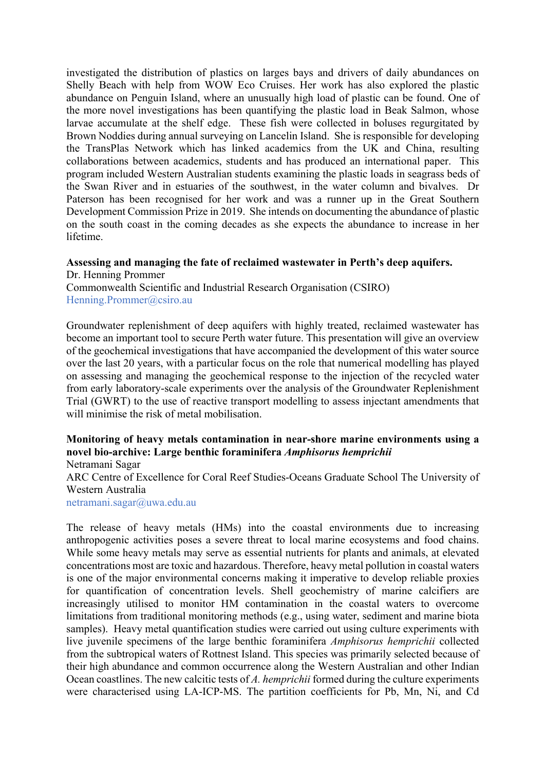investigated the distribution of plastics on larges bays and drivers of daily abundances on Shelly Beach with help from WOW Eco Cruises. Her work has also explored the plastic abundance on Penguin Island, where an unusually high load of plastic can be found. One of the more novel investigations has been quantifying the plastic load in Beak Salmon, whose larvae accumulate at the shelf edge. These fish were collected in boluses regurgitated by Brown Noddies during annual surveying on Lancelin Island. She is responsible for developing the TransPlas Network which has linked academics from the UK and China, resulting collaborations between academics, students and has produced an international paper. This program included Western Australian students examining the plastic loads in seagrass beds of the Swan River and in estuaries of the southwest, in the water column and bivalves. Dr Paterson has been recognised for her work and was a runner up in the Great Southern Development Commission Prize in 2019. She intends on documenting the abundance of plastic on the south coast in the coming decades as she expects the abundance to increase in her lifetime.

**Assessing and managing the fate of reclaimed wastewater in Perth's deep aquifers.**
Dr. Henning Prommer
Commonwealth Scientific and Industrial Research Organisation (CSIRO)
Henning.Prommer@csiro.au

Groundwater replenishment of deep aquifers with highly treated, reclaimed wastewater has become an important tool to secure Perth water future. This presentation will give an overview of the geochemical investigations that have accompanied the development of this water source over the last 20 years, with a particular focus on the role that numerical modelling has played on assessing and managing the geochemical response to the injection of the recycled water from early laboratory-scale experiments over the analysis of the Groundwater Replenishment Trial (GWRT) to the use of reactive transport modelling to assess injectant amendments that will minimise the risk of metal mobilisation.

**Monitoring of heavy metals contamination in near-shore marine environments using a novel bio-archive: Large benthic foraminifera *Amphisorus hemprichii***
Netramani Sagar
ARC Centre of Excellence for Coral Reef Studies-Oceans Graduate School The University of Western Australia
netramani.sagar@uwa.edu.au

The release of heavy metals (HMs) into the coastal environments due to increasing anthropogenic activities poses a severe threat to local marine ecosystems and food chains. While some heavy metals may serve as essential nutrients for plants and animals, at elevated concentrations most are toxic and hazardous. Therefore, heavy metal pollution in coastal waters is one of the major environmental concerns making it imperative to develop reliable proxies for quantification of concentration levels. Shell geochemistry of marine calcifiers are increasingly utilised to monitor HM contamination in the coastal waters to overcome limitations from traditional monitoring methods (e.g., using water, sediment and marine biota samples). Heavy metal quantification studies were carried out using culture experiments with live juvenile specimens of the large benthic foraminifera *Amphisorus hemprichii* collected from the subtropical waters of Rottnest Island. This species was primarily selected because of their high abundance and common occurrence along the Western Australian and other Indian Ocean coastlines. The new calcitic tests of *A. hemprichii* formed during the culture experiments were characterised using LA-ICP-MS. The partition coefficients for Pb, Mn, Ni, and Cd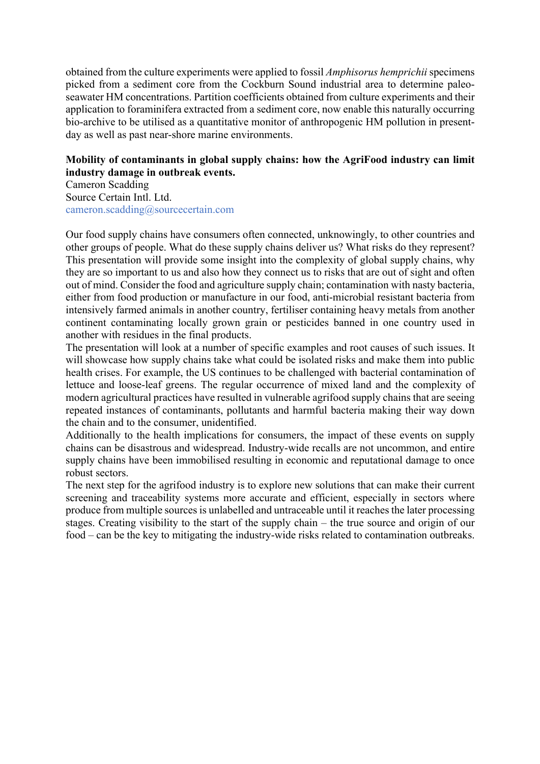obtained from the culture experiments were applied to fossil *Amphisorus hemprichii* specimens picked from a sediment core from the Cockburn Sound industrial area to determine paleo-seawater HM concentrations. Partition coefficients obtained from culture experiments and their application to foraminifera extracted from a sediment core, now enable this naturally occurring bio-archive to be utilised as a quantitative monitor of anthropogenic HM pollution in present-day as well as past near-shore marine environments.

**Mobility of contaminants in global supply chains: how the AgriFood industry can limit industry damage in outbreak events.**

Cameron Scadding
Source Certain Intl. Ltd.
cameron.scadding@sourcecertain.com

Our food supply chains have consumers often connected, unknowingly, to other countries and other groups of people. What do these supply chains deliver us? What risks do they represent? This presentation will provide some insight into the complexity of global supply chains, why they are so important to us and also how they connect us to risks that are out of sight and often out of mind. Consider the food and agriculture supply chain; contamination with nasty bacteria, either from food production or manufacture in our food, anti-microbial resistant bacteria from intensively farmed animals in another country, fertiliser containing heavy metals from another continent contaminating locally grown grain or pesticides banned in one country used in another with residues in the final products.

The presentation will look at a number of specific examples and root causes of such issues. It will showcase how supply chains take what could be isolated risks and make them into public health crises. For example, the US continues to be challenged with bacterial contamination of lettuce and loose-leaf greens. The regular occurrence of mixed land and the complexity of modern agricultural practices have resulted in vulnerable agrifood supply chains that are seeing repeated instances of contaminants, pollutants and harmful bacteria making their way down the chain and to the consumer, unidentified.

Additionally to the health implications for consumers, the impact of these events on supply chains can be disastrous and widespread. Industry-wide recalls are not uncommon, and entire supply chains have been immobilised resulting in economic and reputational damage to once robust sectors.

The next step for the agrifood industry is to explore new solutions that can make their current screening and traceability systems more accurate and efficient, especially in sectors where produce from multiple sources is unlabelled and untraceable until it reaches the later processing stages. Creating visibility to the start of the supply chain – the true source and origin of our food – can be the key to mitigating the industry-wide risks related to contamination outbreaks.